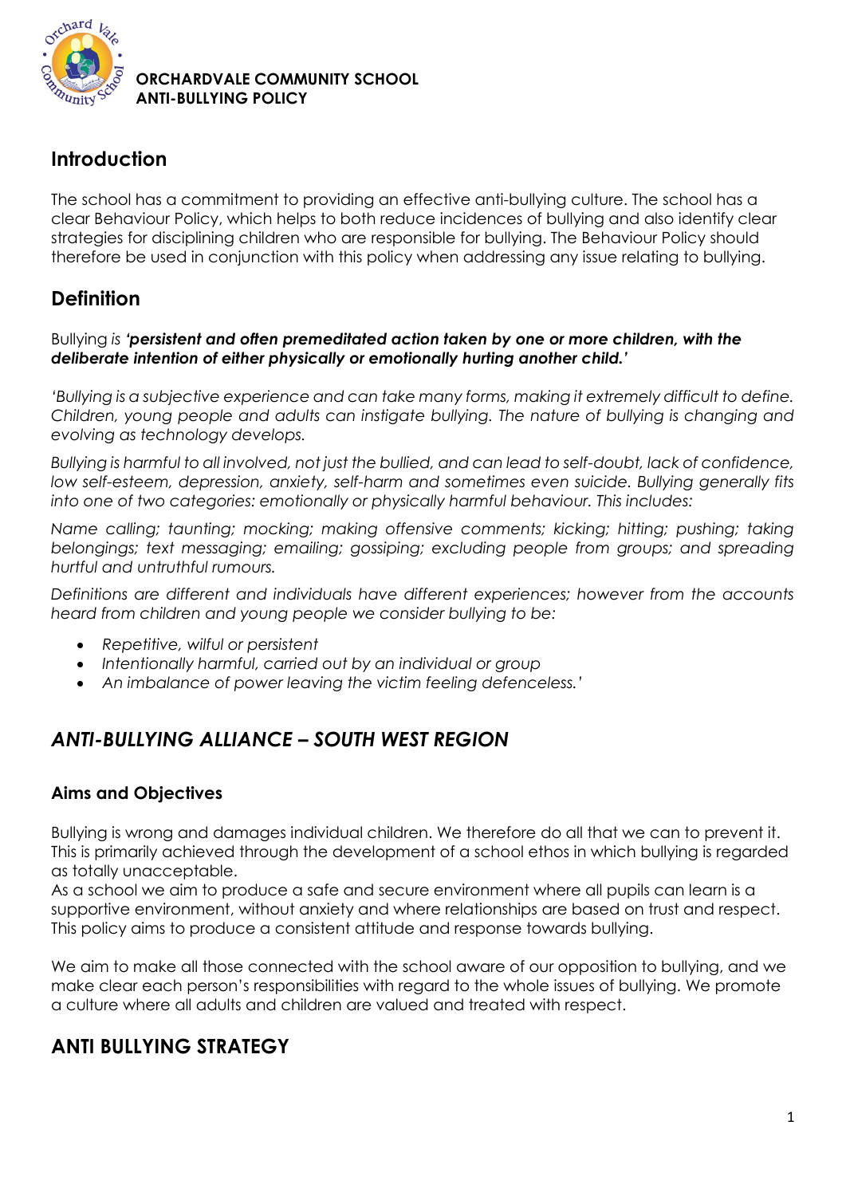**ORCHARDVALE COMMUNITY SCHOOL**
**ANTI-BULLYING POLICY**

## Introduction

The school has a commitment to providing an effective anti-bullying culture. The school has a clear Behaviour Policy, which helps to both reduce incidences of bullying and also identify clear strategies for disciplining children who are responsible for bullying. The Behaviour Policy should therefore be used in conjunction with this policy when addressing any issue relating to bullying.

## Definition

Bullying *is* ***'persistent and often premeditated action taken by one or more children, with the deliberate intention of either physically or emotionally hurting another child.'***

*'Bullying is a subjective experience and can take many forms, making it extremely difficult to define. Children, young people and adults can instigate bullying. The nature of bullying is changing and evolving as technology develops.*

*Bullying is harmful to all involved, not just the bullied, and can lead to self-doubt, lack of confidence, low self-esteem, depression, anxiety, self-harm and sometimes even suicide. Bullying generally fits into one of two categories: emotionally or physically harmful behaviour. This includes:*

*Name calling; taunting; mocking; making offensive comments; kicking; hitting; pushing; taking belongings; text messaging; emailing; gossiping; excluding people from groups; and spreading hurtful and untruthful rumours.*

*Definitions are different and individuals have different experiences; however from the accounts heard from children and young people we consider bullying to be:*

- *Repetitive, wilful or persistent*
- *Intentionally harmful, carried out by an individual or group*
- *An imbalance of power leaving the victim feeling defenceless.'*

## *ANTI-BULLYING ALLIANCE – SOUTH WEST REGION*

### Aims and Objectives

Bullying is wrong and damages individual children. We therefore do all that we can to prevent it. This is primarily achieved through the development of a school ethos in which bullying is regarded as totally unacceptable.
As a school we aim to produce a safe and secure environment where all pupils can learn is a supportive environment, without anxiety and where relationships are based on trust and respect. This policy aims to produce a consistent attitude and response towards bullying.

We aim to make all those connected with the school aware of our opposition to bullying, and we make clear each person's responsibilities with regard to the whole issues of bullying. We promote a culture where all adults and children are valued and treated with respect.

## ANTI BULLYING STRATEGY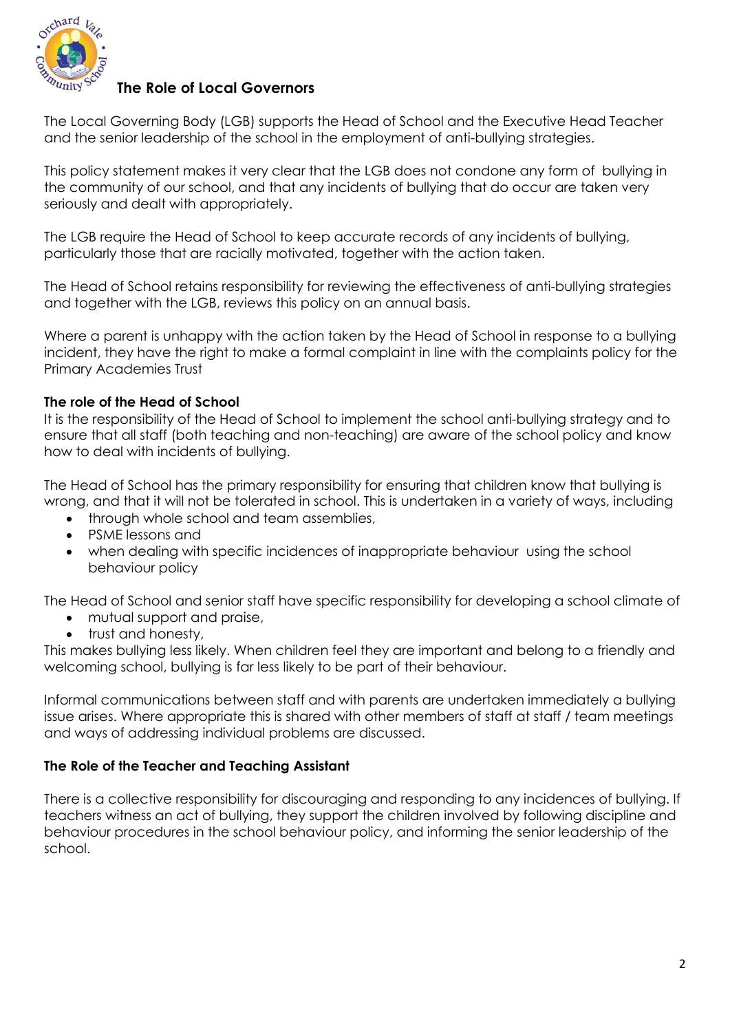## The Role of Local Governors

The Local Governing Body (LGB) supports the Head of School and the Executive Head Teacher and the senior leadership of the school in the employment of anti-bullying strategies.

This policy statement makes it very clear that the LGB does not condone any form of bullying in the community of our school, and that any incidents of bullying that do occur are taken very seriously and dealt with appropriately.

The LGB require the Head of School to keep accurate records of any incidents of bullying, particularly those that are racially motivated, together with the action taken.

The Head of School retains responsibility for reviewing the effectiveness of anti-bullying strategies and together with the LGB, reviews this policy on an annual basis.

Where a parent is unhappy with the action taken by the Head of School in response to a bullying incident, they have the right to make a formal complaint in line with the complaints policy for the Primary Academies Trust

**The role of the Head of School**

It is the responsibility of the Head of School to implement the school anti-bullying strategy and to ensure that all staff (both teaching and non-teaching) are aware of the school policy and know how to deal with incidents of bullying.

The Head of School has the primary responsibility for ensuring that children know that bullying is wrong, and that it will not be tolerated in school. This is undertaken in a variety of ways, including

- through whole school and team assemblies,
- PSME lessons and
- when dealing with specific incidences of inappropriate behaviour using the school behaviour policy

The Head of School and senior staff have specific responsibility for developing a school climate of

- mutual support and praise,
- trust and honesty,

This makes bullying less likely. When children feel they are important and belong to a friendly and welcoming school, bullying is far less likely to be part of their behaviour.

Informal communications between staff and with parents are undertaken immediately a bullying issue arises. Where appropriate this is shared with other members of staff at staff / team meetings and ways of addressing individual problems are discussed.

**The Role of the Teacher and Teaching Assistant**

There is a collective responsibility for discouraging and responding to any incidences of bullying. If teachers witness an act of bullying, they support the children involved by following discipline and behaviour procedures in the school behaviour policy, and informing the senior leadership of the school.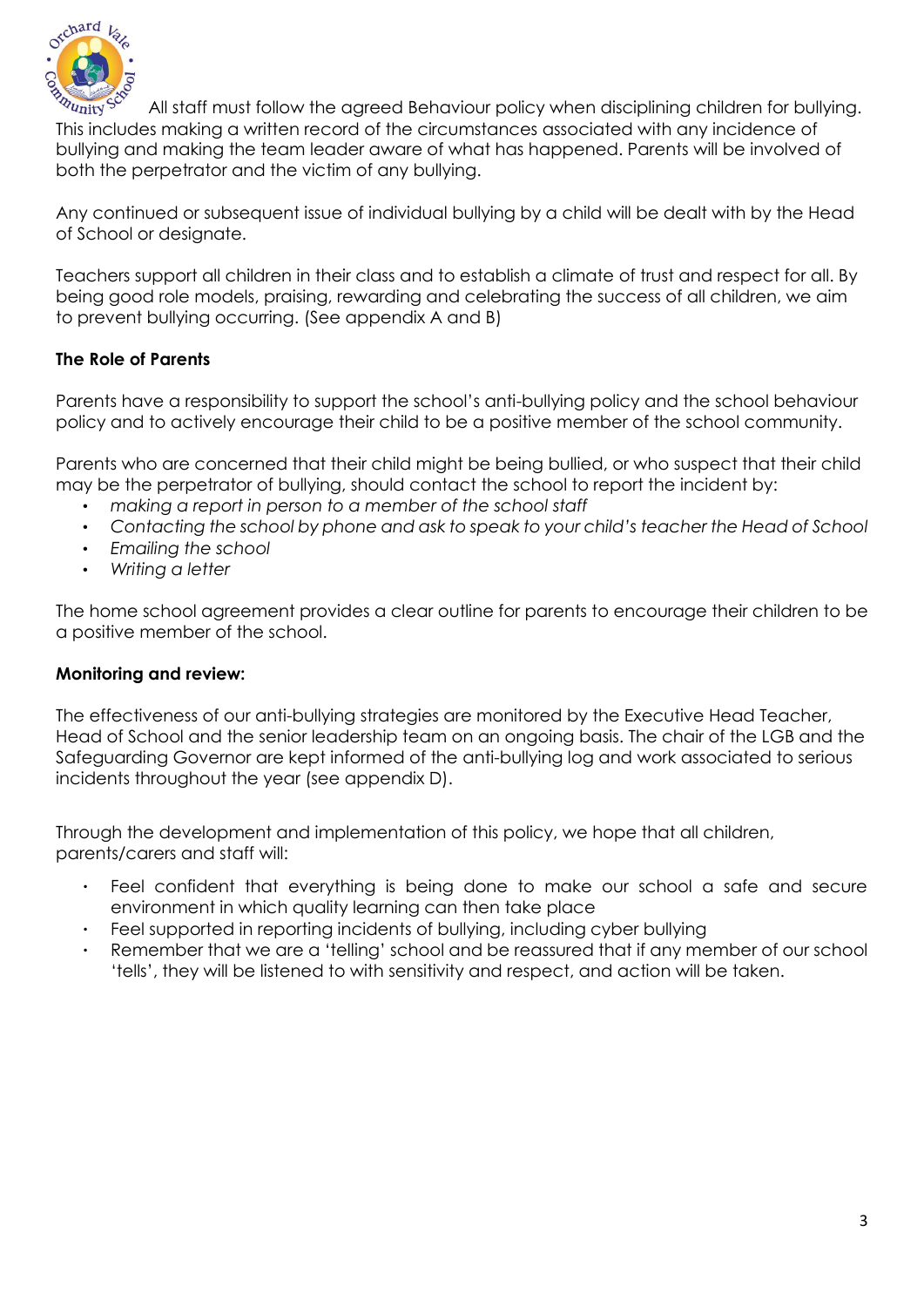All staff must follow the agreed Behaviour policy when disciplining children for bullying. This includes making a written record of the circumstances associated with any incidence of bullying and making the team leader aware of what has happened. Parents will be involved of both the perpetrator and the victim of any bullying.

Any continued or subsequent issue of individual bullying by a child will be dealt with by the Head of School or designate.

Teachers support all children in their class and to establish a climate of trust and respect for all. By being good role models, praising, rewarding and celebrating the success of all children, we aim to prevent bullying occurring. (See appendix A and B)

**The Role of Parents**

Parents have a responsibility to support the school's anti-bullying policy and the school behaviour policy and to actively encourage their child to be a positive member of the school community.

Parents who are concerned that their child might be being bullied, or who suspect that their child may be the perpetrator of bullying, should contact the school to report the incident by:

- *making a report in person to a member of the school staff*
- *Contacting the school by phone and ask to speak to your child's teacher the Head of School*
- *Emailing the school*
- *Writing a letter*

The home school agreement provides a clear outline for parents to encourage their children to be a positive member of the school.

**Monitoring and review:**

The effectiveness of our anti-bullying strategies are monitored by the Executive Head Teacher, Head of School and the senior leadership team on an ongoing basis. The chair of the LGB and the Safeguarding Governor are kept informed of the anti-bullying log and work associated to serious incidents throughout the year (see appendix D).

Through the development and implementation of this policy, we hope that all children, parents/carers and staff will:

- Feel confident that everything is being done to make our school a safe and secure environment in which quality learning can then take place
- Feel supported in reporting incidents of bullying, including cyber bullying
- Remember that we are a 'telling' school and be reassured that if any member of our school 'tells', they will be listened to with sensitivity and respect, and action will be taken.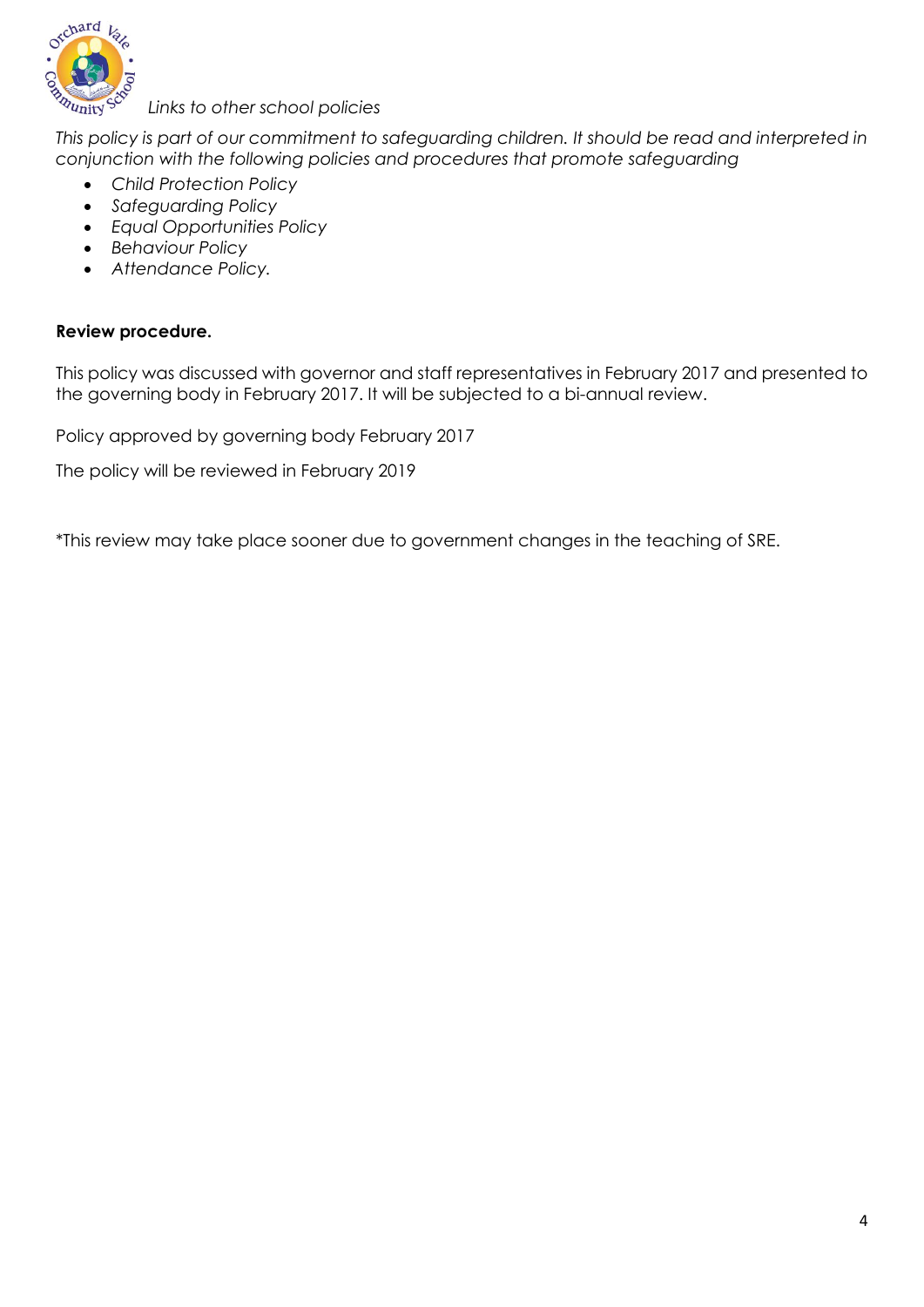*Links to other school policies*

*This policy is part of our commitment to safeguarding children. It should be read and interpreted in conjunction with the following policies and procedures that promote safeguarding*

- *Child Protection Policy*
- *Safeguarding Policy*
- *Equal Opportunities Policy*
- *Behaviour Policy*
- *Attendance Policy.*

**Review procedure.**

This policy was discussed with governor and staff representatives in February 2017 and presented to the governing body in February 2017. It will be subjected to a bi-annual review.

Policy approved by governing body February 2017

The policy will be reviewed in February 2019

*This review may take place sooner due to government changes in the teaching of SRE.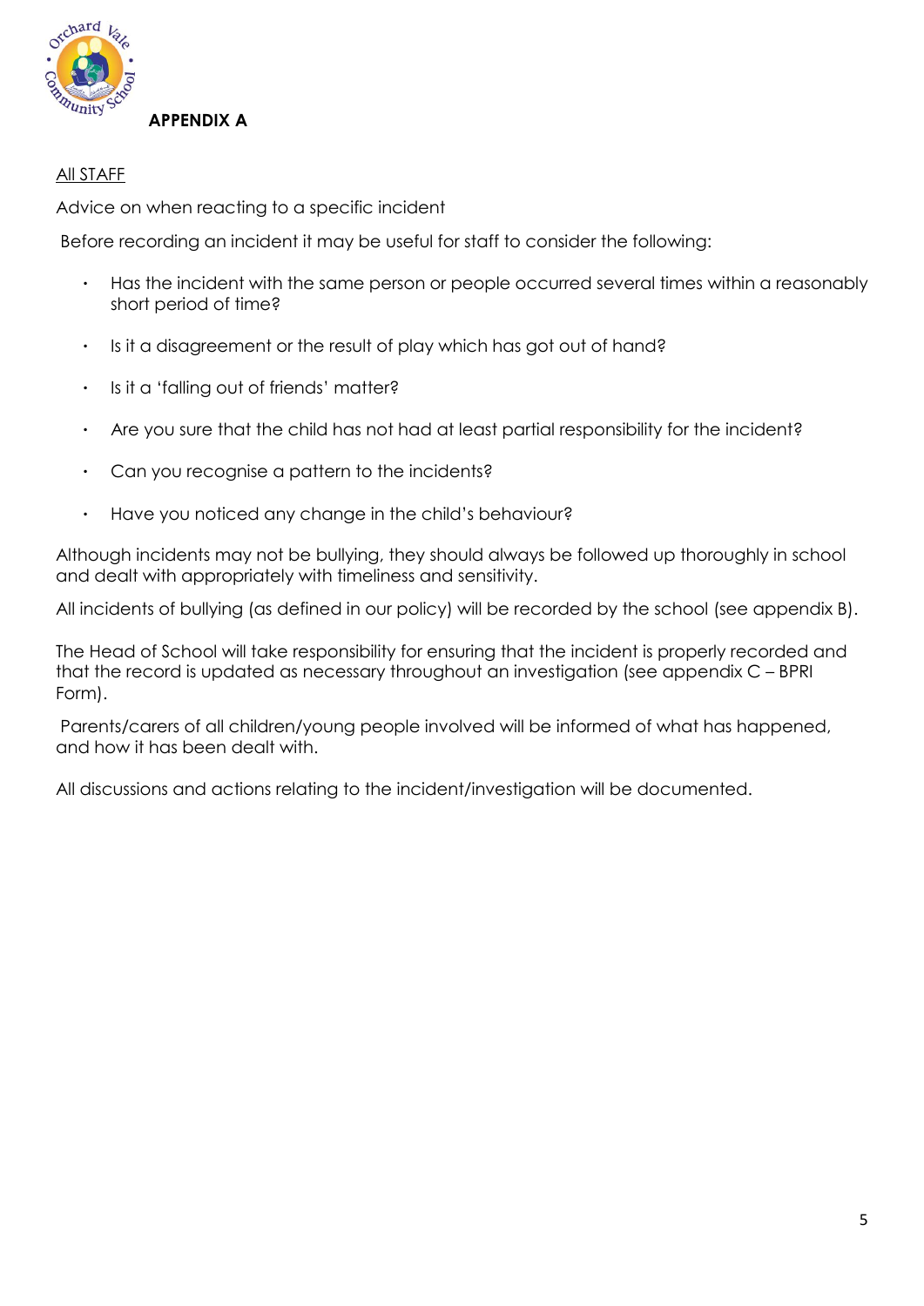**APPENDIX A**

<u>All STAFF</u>

Advice on when reacting to a specific incident

Before recording an incident it may be useful for staff to consider the following:

- Has the incident with the same person or people occurred several times within a reasonably short period of time?
- Is it a disagreement or the result of play which has got out of hand?
- Is it a 'falling out of friends' matter?
- Are you sure that the child has not had at least partial responsibility for the incident?
- Can you recognise a pattern to the incidents?
- Have you noticed any change in the child's behaviour?

Although incidents may not be bullying, they should always be followed up thoroughly in school and dealt with appropriately with timeliness and sensitivity.

All incidents of bullying (as defined in our policy) will be recorded by the school (see appendix B).

The Head of School will take responsibility for ensuring that the incident is properly recorded and that the record is updated as necessary throughout an investigation (see appendix C – BPRI Form).

Parents/carers of all children/young people involved will be informed of what has happened, and how it has been dealt with.

All discussions and actions relating to the incident/investigation will be documented.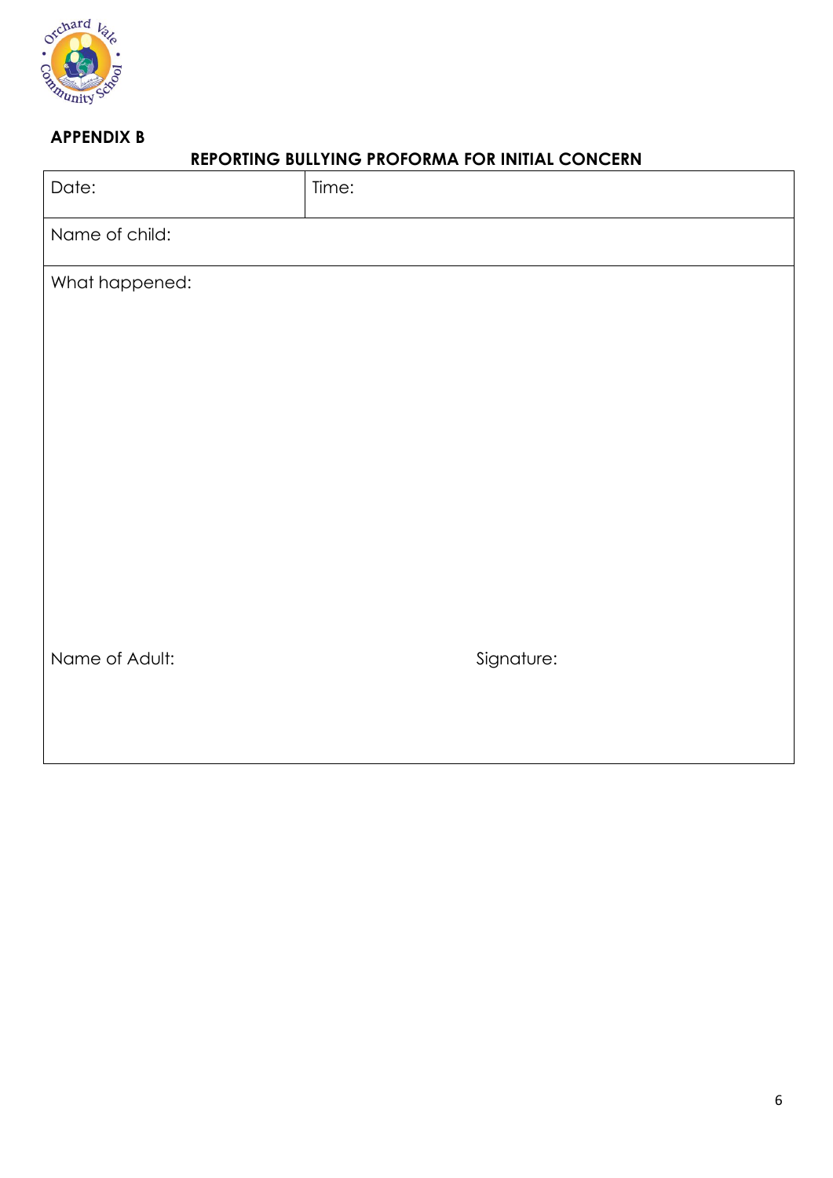**APPENDIX B**

## REPORTING BULLYING PROFORMA FOR INITIAL CONCERN

| Date: | Time: |
| --- | --- |
| Name of child: | |
| What happened: | |
| Name of Adult: | Signature: |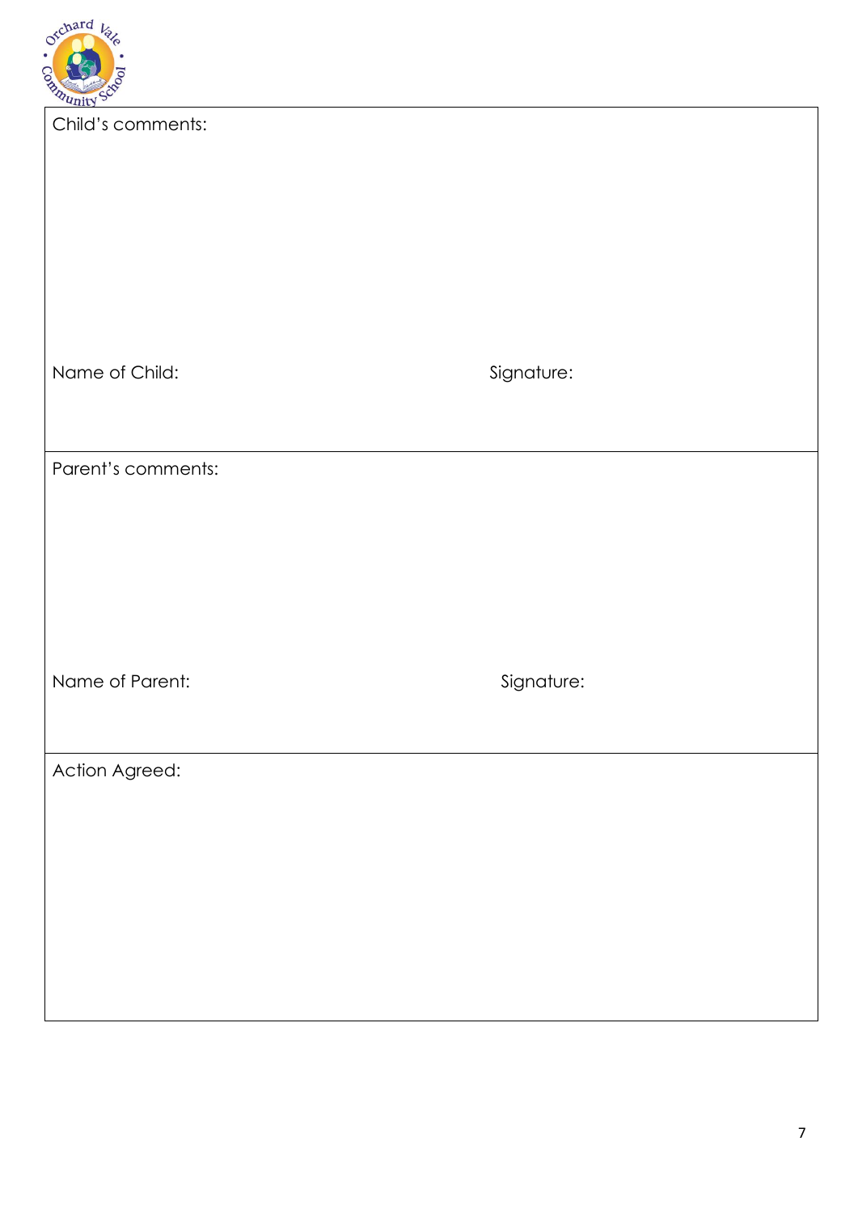Child's comments:

Name of Child: Signature:

Parent's comments:

Name of Parent: Signature:

Action Agreed: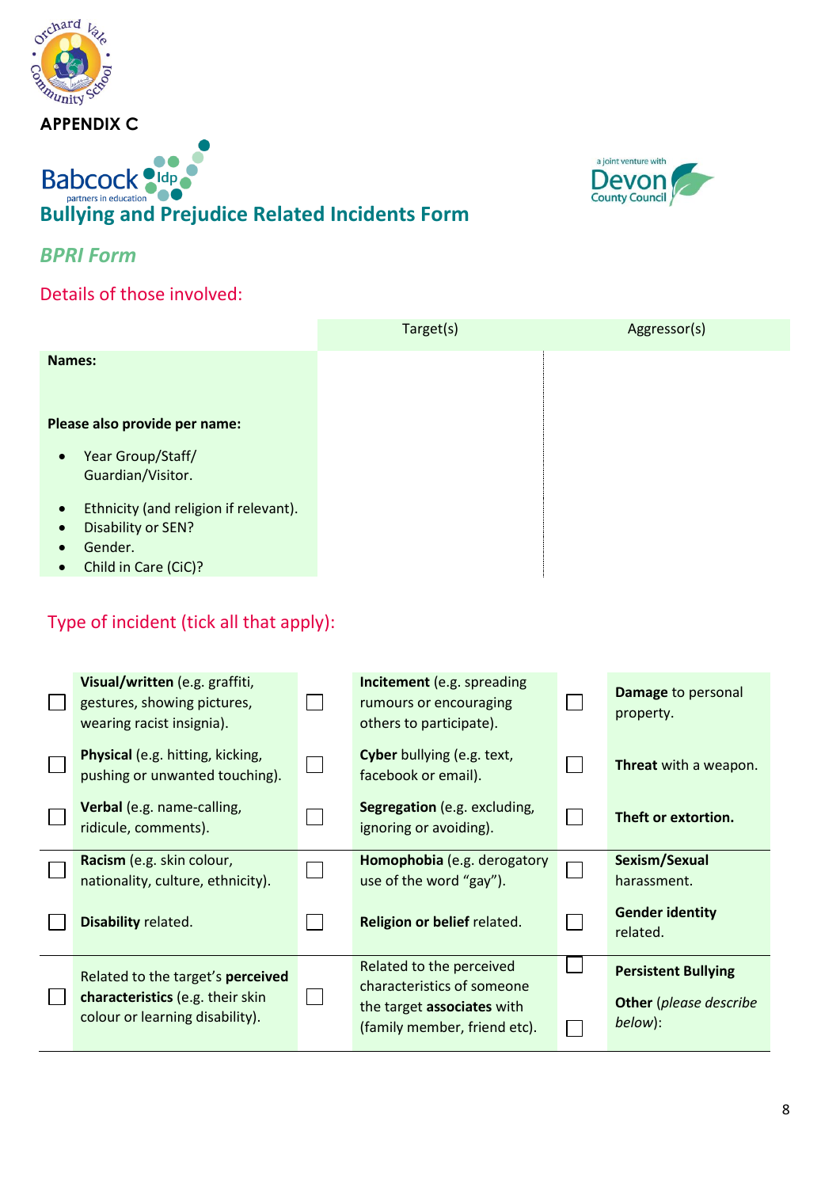**APPENDIX C**

# Bullying and Prejudice Related Incidents Form

## *BPRI Form*

### Details of those involved:

| | Target(s) | Aggressor(s) |
|---|---|---|
| **Names:**<br><br>**Please also provide per name:**<br>• Year Group/Staff/ Guardian/Visitor.<br>• Ethnicity (and religion if relevant).<br>• Disability or SEN?<br>• Gender.<br>• Child in Care (CiC)? | | |

### Type of incident (tick all that apply):

| | | | | | |
|---|---|---|---|---|---|
| ☐ | **Visual/written** (e.g. graffiti, gestures, showing pictures, wearing racist insignia). | ☐ | **Incitement** (e.g. spreading rumours or encouraging others to participate). | ☐ | **Damage** to personal property. |
| ☐ | **Physical** (e.g. hitting, kicking, pushing or unwanted touching). | ☐ | **Cyber bullying** (e.g. text, facebook or email). | ☐ | **Threat** with a weapon. |
| ☐ | **Verbal** (e.g. name-calling, ridicule, comments). | ☐ | **Segregation** (e.g. excluding, ignoring or avoiding). | ☐ | **Theft or extortion.** |
| ☐ | **Racism** (e.g. skin colour, nationality, culture, ethnicity). | ☐ | **Homophobia** (e.g. derogatory use of the word "gay"). | ☐ | **Sexism/Sexual** harassment. |
| ☐ | **Disability** related. | ☐ | **Religion or belief** related. | ☐ | **Gender identity** related. |
| ☐ | Related to the target's **perceived characteristics** (e.g. their skin colour or learning disability). | ☐ | Related to the perceived characteristics of someone the target **associates** with (family member, friend etc). | ☐ | **Persistent Bullying** |
| | | | | ☐ | **Other** (*please describe below*): |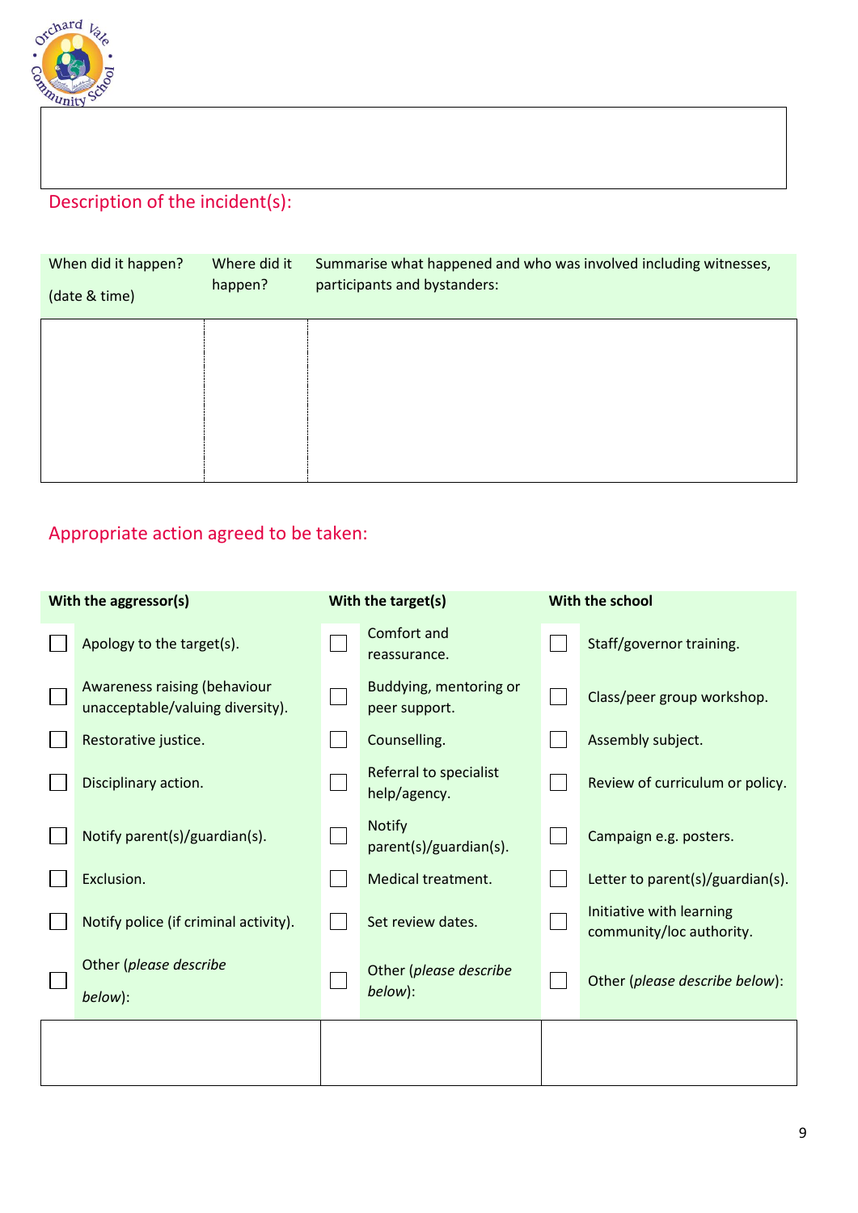Description of the incident(s):

| When did it happen? (date & time) | Where did it happen? | Summarise what happened and who was involved including witnesses, participants and bystanders: |
|---|---|---|
| | | |

Appropriate action agreed to be taken:

| | With the aggressor(s) | | With the target(s) | | With the school |
|---|---|---|---|---|---|
| ☐ | Apology to the target(s). | ☐ | Comfort and reassurance. | ☐ | Staff/governor training. |
| ☐ | Awareness raising (behaviour unacceptable/valuing diversity). | ☐ | Buddying, mentoring or peer support. | ☐ | Class/peer group workshop. |
| ☐ | Restorative justice. | ☐ | Counselling. | ☐ | Assembly subject. |
| ☐ | Disciplinary action. | ☐ | Referral to specialist help/agency. | ☐ | Review of curriculum or policy. |
| ☐ | Notify parent(s)/guardian(s). | ☐ | Notify parent(s)/guardian(s). | ☐ | Campaign e.g. posters. |
| ☐ | Exclusion. | ☐ | Medical treatment. | ☐ | Letter to parent(s)/guardian(s). |
| ☐ | Notify police (if criminal activity). | ☐ | Set review dates. | ☐ | Initiative with learning community/loc authority. |
| ☐ | Other (*please describe below*): | ☐ | Other (*please describe below*): | ☐ | Other (*please describe below*): |
| | | | | | |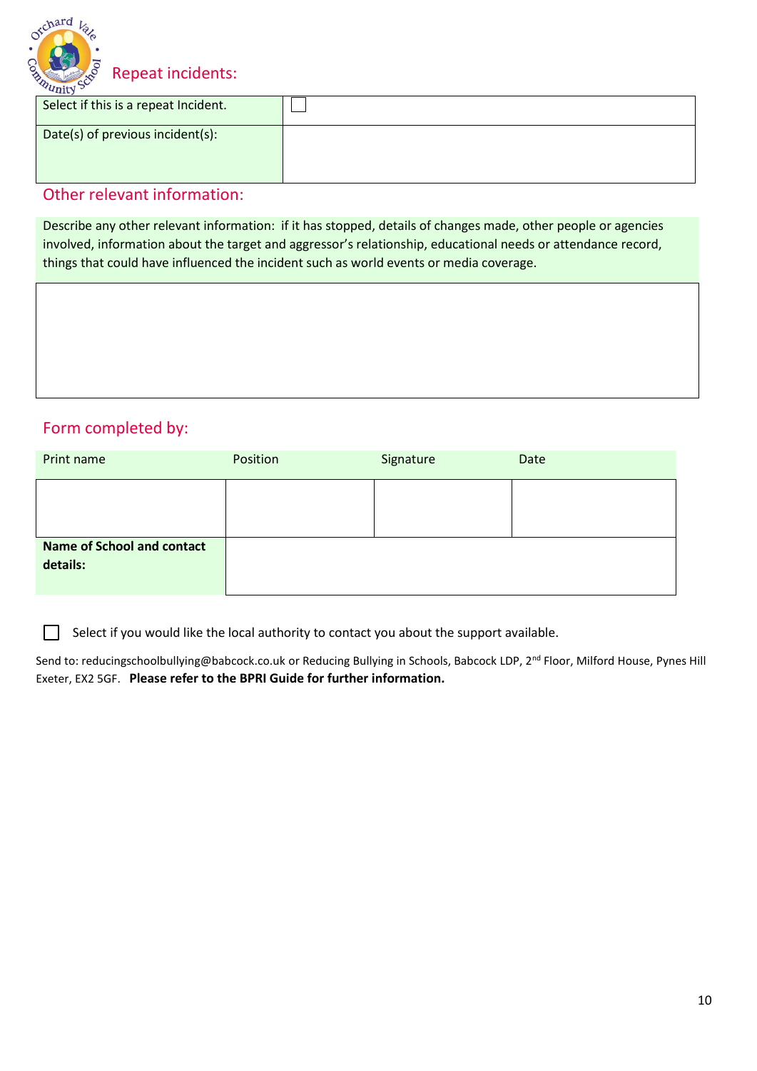## Repeat incidents:

| Select if this is a repeat Incident. | ☐ |
|---|---|
| Date(s) of previous incident(s): | |

## Other relevant information:

| Describe any other relevant information: if it has stopped, details of changes made, other people or agencies involved, information about the target and aggressor's relationship, educational needs or attendance record, things that could have influenced the incident such as world events or media coverage. |
|---|
| |

## Form completed by:

| Print name | Position | Signature | Date |
|---|---|---|---|
| | | | |
| **Name of School and contact details:** | | | |

☐ Select if you would like the local authority to contact you about the support available.

Send to: reducingschoolbullying@babcock.co.uk or Reducing Bullying in Schools, Babcock LDP, 2nd Floor, Milford House, Pynes Hill Exeter, EX2 5GF. **Please refer to the BPRI Guide for further information.**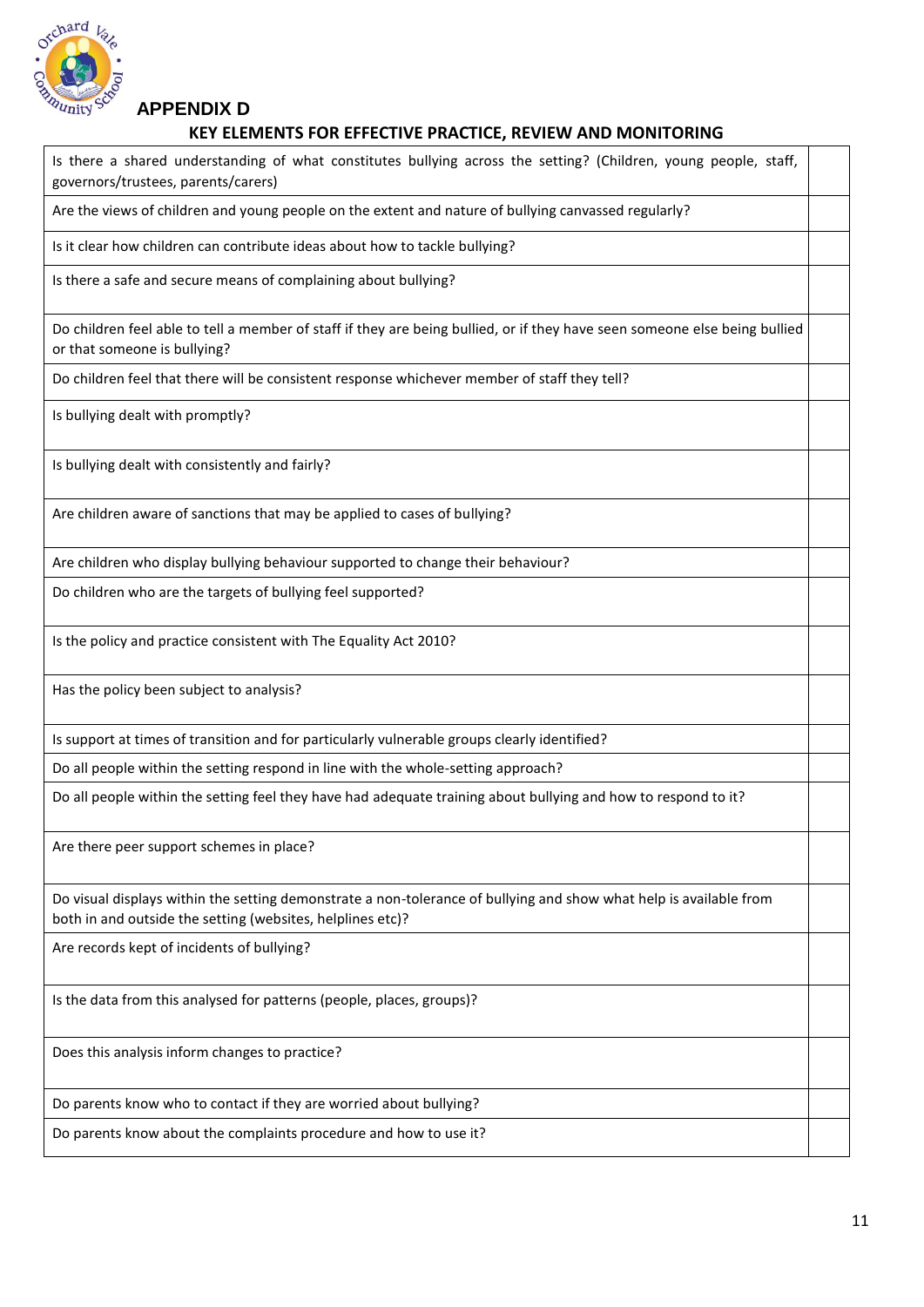## APPENDIX D

### KEY ELEMENTS FOR EFFECTIVE PRACTICE, REVIEW AND MONITORING

| | |
|---|---|
| Is there a shared understanding of what constitutes bullying across the setting? (Children, young people, staff, governors/trustees, parents/carers) | |
| Are the views of children and young people on the extent and nature of bullying canvassed regularly? | |
| Is it clear how children can contribute ideas about how to tackle bullying? | |
| Is there a safe and secure means of complaining about bullying? | |
| Do children feel able to tell a member of staff if they are being bullied, or if they have seen someone else being bullied or that someone is bullying? | |
| Do children feel that there will be consistent response whichever member of staff they tell? | |
| Is bullying dealt with promptly? | |
| Is bullying dealt with consistently and fairly? | |
| Are children aware of sanctions that may be applied to cases of bullying? | |
| Are children who display bullying behaviour supported to change their behaviour? | |
| Do children who are the targets of bullying feel supported? | |
| Is the policy and practice consistent with The Equality Act 2010? | |
| Has the policy been subject to analysis? | |
| Is support at times of transition and for particularly vulnerable groups clearly identified? | |
| Do all people within the setting respond in line with the whole-setting approach? | |
| Do all people within the setting feel they have had adequate training about bullying and how to respond to it? | |
| Are there peer support schemes in place? | |
| Do visual displays within the setting demonstrate a non-tolerance of bullying and show what help is available from both in and outside the setting (websites, helplines etc)? | |
| Are records kept of incidents of bullying? | |
| Is the data from this analysed for patterns (people, places, groups)? | |
| Does this analysis inform changes to practice? | |
| Do parents know who to contact if they are worried about bullying? | |
| Do parents know about the complaints procedure and how to use it? | |